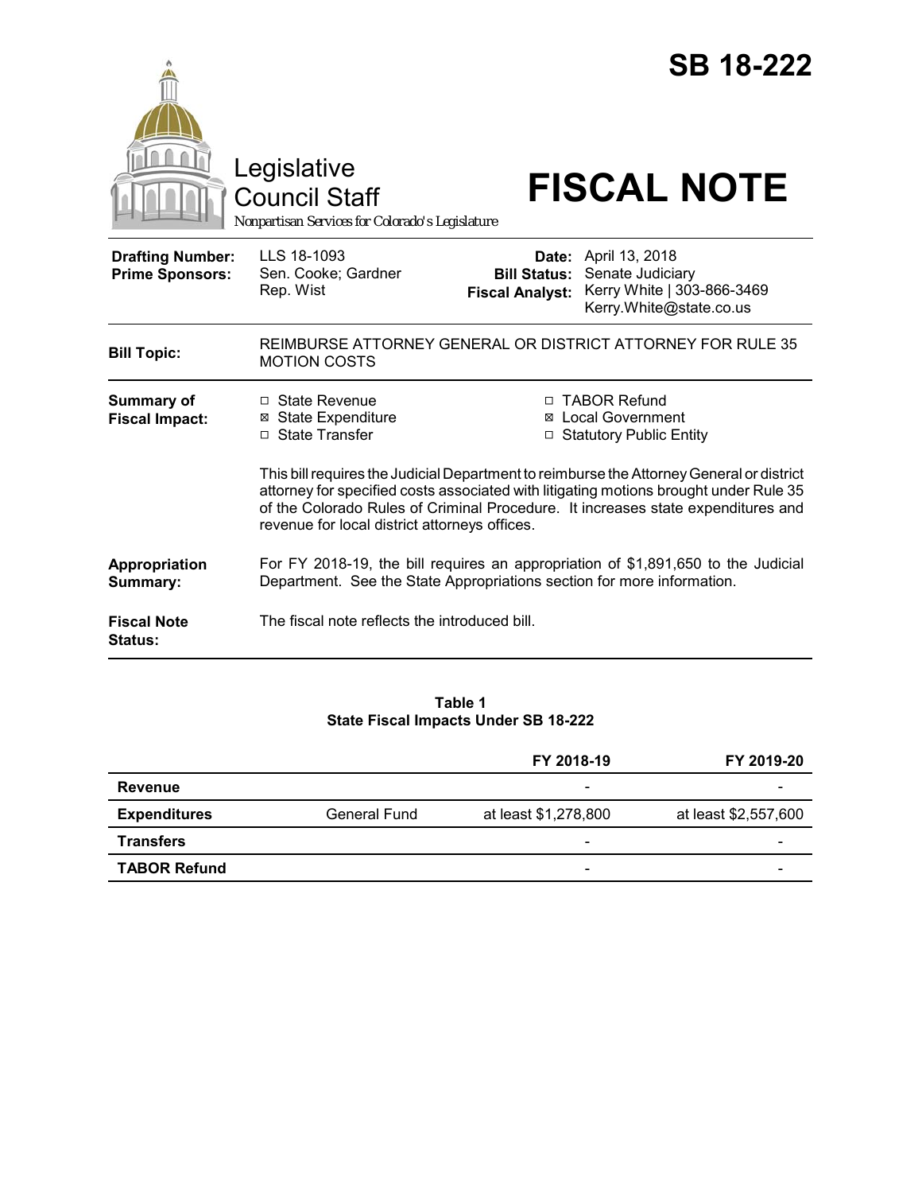# SB 18-222

Legislative Council Staff

*Nonpartisan Services for Colorado's Legislature*

# FISCAL NOTE

| | | | |
|---|---|---|---|
| **Drafting Number:** | LLS 18-1093 | **Date:** | April 13, 2018 |
| **Prime Sponsors:** | Sen. Cooke; Gardner<br>Rep. Wist | **Bill Status:** | Senate Judiciary |
| | | **Fiscal Analyst:** | Kerry White \| 303-866-3469<br>Kerry.White@state.co.us |

| | |
|---|---|
| **Bill Topic:** | REIMBURSE ATTORNEY GENERAL OR DISTRICT ATTORNEY FOR RULE 35 MOTION COSTS |
| **Summary of Fiscal Impact:** | ☐ State Revenue<br>☒ State Expenditure<br>☐ State Transfer<br>☐ TABOR Refund<br>☒ Local Government<br>☐ Statutory Public Entity<br><br>This bill requires the Judicial Department to reimburse the Attorney General or district attorney for specified costs associated with litigating motions brought under Rule 35 of the Colorado Rules of Criminal Procedure. It increases state expenditures and revenue for local district attorneys offices. |
| **Appropriation Summary:** | For FY 2018-19, the bill requires an appropriation of $1,891,650 to the Judicial Department. See the State Appropriations section for more information. |
| **Fiscal Note Status:** | The fiscal note reflects the introduced bill. |

**Table 1**
**State Fiscal Impacts Under SB 18-222**

| | | FY 2018-19 | FY 2019-20 |
|---|---|---|---|
| **Revenue** | | - | - |
| **Expenditures** | General Fund | at least $1,278,800 | at least $2,557,600 |
| **Transfers** | | - | - |
| **TABOR Refund** | | - | - |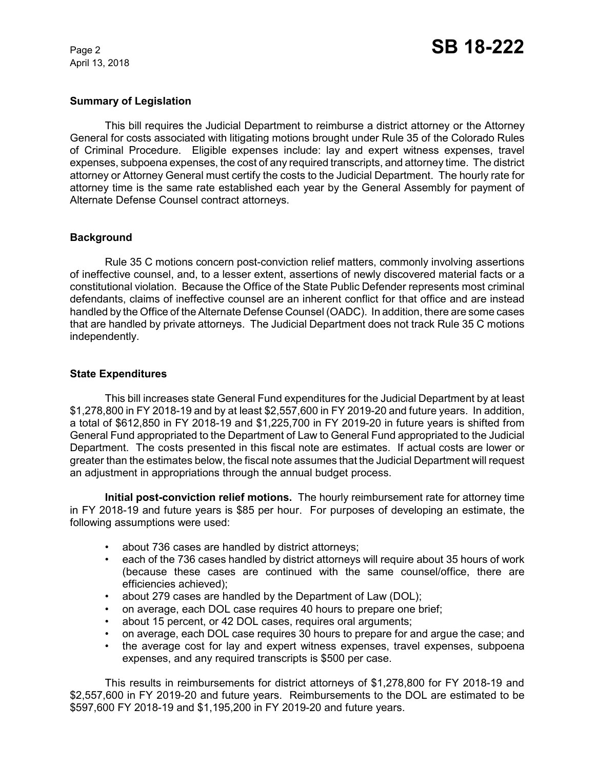## Summary of Legislation

This bill requires the Judicial Department to reimburse a district attorney or the Attorney General for costs associated with litigating motions brought under Rule 35 of the Colorado Rules of Criminal Procedure. Eligible expenses include: lay and expert witness expenses, travel expenses, subpoena expenses, the cost of any required transcripts, and attorney time. The district attorney or Attorney General must certify the costs to the Judicial Department. The hourly rate for attorney time is the same rate established each year by the General Assembly for payment of Alternate Defense Counsel contract attorneys.

## Background

Rule 35 C motions concern post-conviction relief matters, commonly involving assertions of ineffective counsel, and, to a lesser extent, assertions of newly discovered material facts or a constitutional violation. Because the Office of the State Public Defender represents most criminal defendants, claims of ineffective counsel are an inherent conflict for that office and are instead handled by the Office of the Alternate Defense Counsel (OADC). In addition, there are some cases that are handled by private attorneys. The Judicial Department does not track Rule 35 C motions independently.

## State Expenditures

This bill increases state General Fund expenditures for the Judicial Department by at least $1,278,800 in FY 2018-19 and by at least $2,557,600 in FY 2019-20 and future years. In addition, a total of $612,850 in FY 2018-19 and $1,225,700 in FY 2019-20 in future years is shifted from General Fund appropriated to the Department of Law to General Fund appropriated to the Judicial Department. The costs presented in this fiscal note are estimates. If actual costs are lower or greater than the estimates below, the fiscal note assumes that the Judicial Department will request an adjustment in appropriations through the annual budget process.

**Initial post-conviction relief motions.** The hourly reimbursement rate for attorney time in FY 2018-19 and future years is $85 per hour. For purposes of developing an estimate, the following assumptions were used:

- about 736 cases are handled by district attorneys;
- each of the 736 cases handled by district attorneys will require about 35 hours of work (because these cases are continued with the same counsel/office, there are efficiencies achieved);
- about 279 cases are handled by the Department of Law (DOL);
- on average, each DOL case requires 40 hours to prepare one brief;
- about 15 percent, or 42 DOL cases, requires oral arguments;
- on average, each DOL case requires 30 hours to prepare for and argue the case; and
- the average cost for lay and expert witness expenses, travel expenses, subpoena expenses, and any required transcripts is $500 per case.

This results in reimbursements for district attorneys of $1,278,800 for FY 2018-19 and $2,557,600 in FY 2019-20 and future years. Reimbursements to the DOL are estimated to be $597,600 FY 2018-19 and $1,195,200 in FY 2019-20 and future years.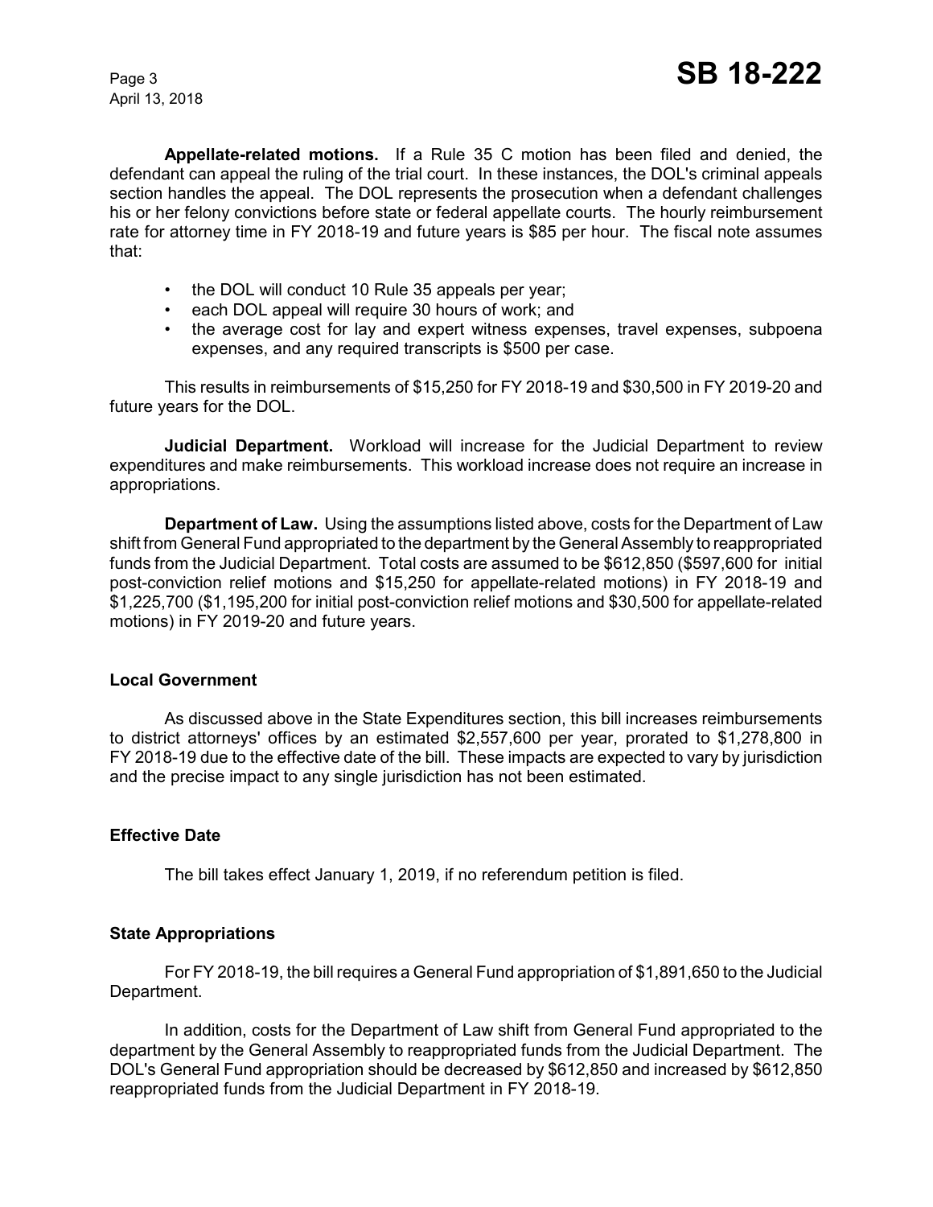**Appellate-related motions.** If a Rule 35 C motion has been filed and denied, the defendant can appeal the ruling of the trial court. In these instances, the DOL's criminal appeals section handles the appeal. The DOL represents the prosecution when a defendant challenges his or her felony convictions before state or federal appellate courts. The hourly reimbursement rate for attorney time in FY 2018-19 and future years is $85 per hour. The fiscal note assumes that:

- the DOL will conduct 10 Rule 35 appeals per year;
- each DOL appeal will require 30 hours of work; and
- the average cost for lay and expert witness expenses, travel expenses, subpoena expenses, and any required transcripts is $500 per case.

This results in reimbursements of $15,250 for FY 2018-19 and $30,500 in FY 2019-20 and future years for the DOL.

**Judicial Department.** Workload will increase for the Judicial Department to review expenditures and make reimbursements. This workload increase does not require an increase in appropriations.

**Department of Law.** Using the assumptions listed above, costs for the Department of Law shift from General Fund appropriated to the department by the General Assembly to reappropriated funds from the Judicial Department. Total costs are assumed to be $612,850 ($597,600 for initial post-conviction relief motions and $15,250 for appellate-related motions) in FY 2018-19 and $1,225,700 ($1,195,200 for initial post-conviction relief motions and $30,500 for appellate-related motions) in FY 2019-20 and future years.

## Local Government

As discussed above in the State Expenditures section, this bill increases reimbursements to district attorneys' offices by an estimated $2,557,600 per year, prorated to $1,278,800 in FY 2018-19 due to the effective date of the bill. These impacts are expected to vary by jurisdiction and the precise impact to any single jurisdiction has not been estimated.

## Effective Date

The bill takes effect January 1, 2019, if no referendum petition is filed.

## State Appropriations

For FY 2018-19, the bill requires a General Fund appropriation of $1,891,650 to the Judicial Department.

In addition, costs for the Department of Law shift from General Fund appropriated to the department by the General Assembly to reappropriated funds from the Judicial Department. The DOL's General Fund appropriation should be decreased by $612,850 and increased by $612,850 reappropriated funds from the Judicial Department in FY 2018-19.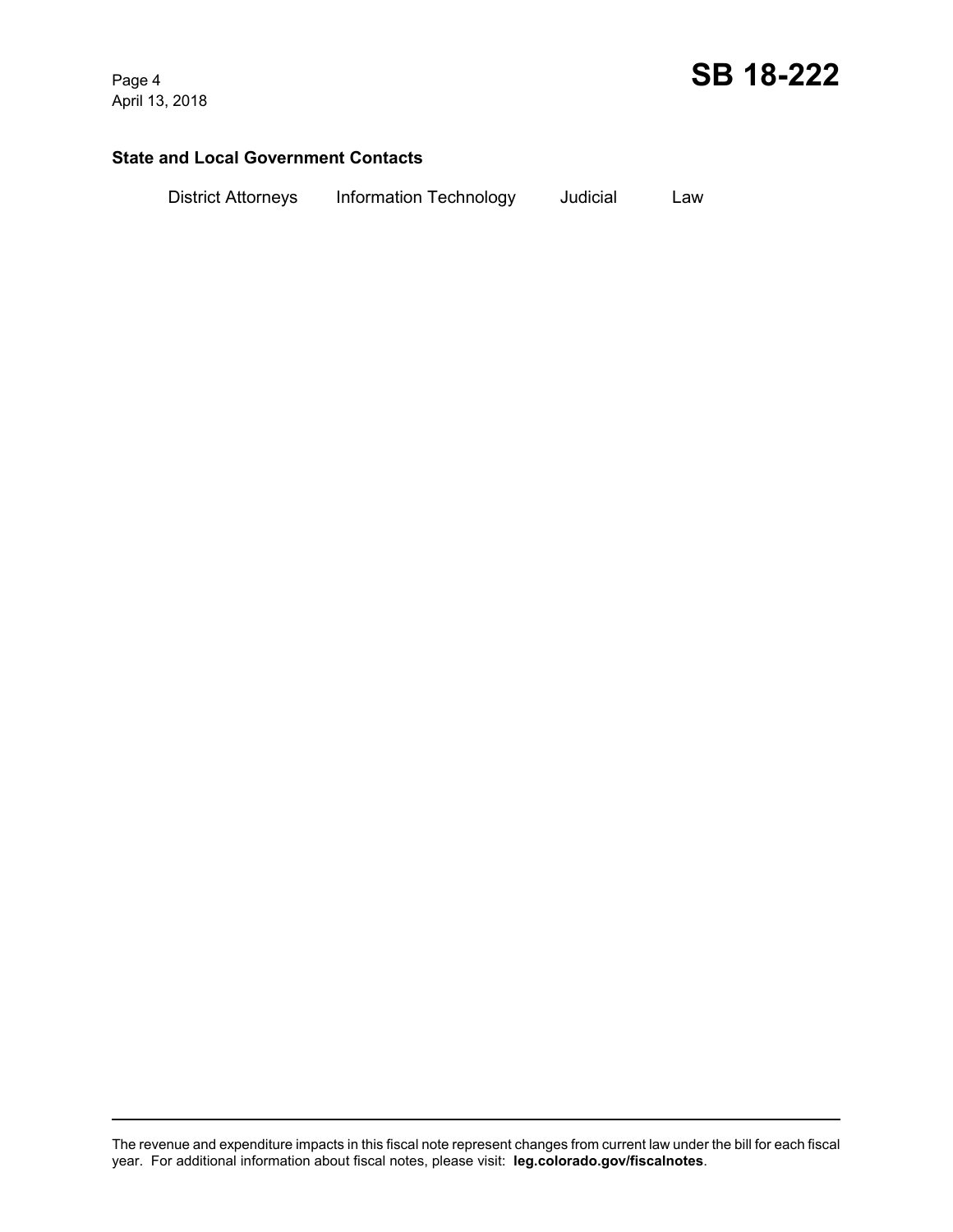### State and Local Government Contacts

District Attorneys  Information Technology  Judicial  Law

The revenue and expenditure impacts in this fiscal note represent changes from current law under the bill for each fiscal year. For additional information about fiscal notes, please visit: **leg.colorado.gov/fiscalnotes**.